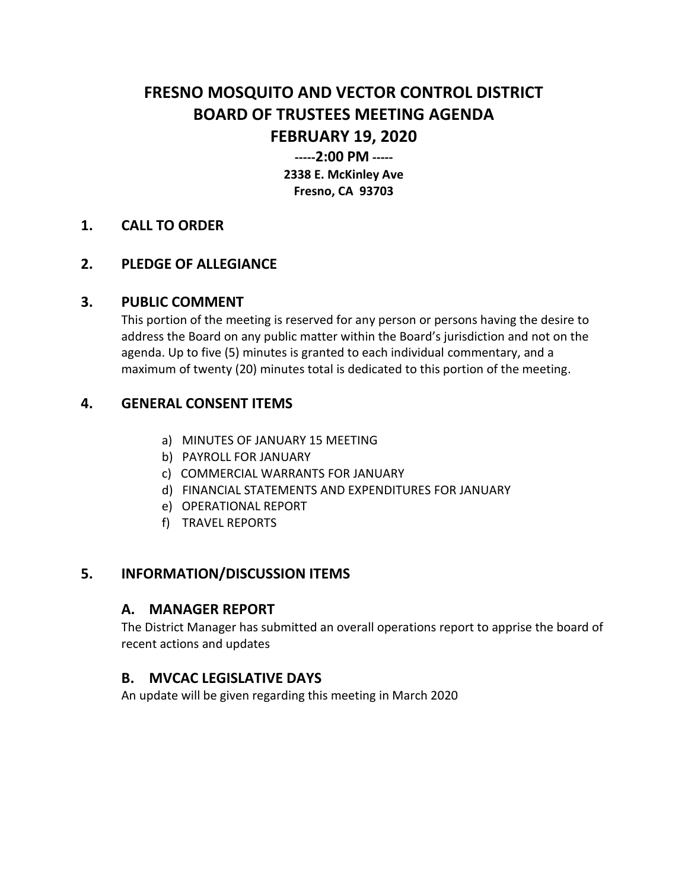# FRESNO MOSQUITO AND VECTOR CONTROL DISTRICT
# BOARD OF TRUSTEES MEETING AGENDA
# FEBRUARY 19, 2020

**-----2:00 PM -----**

**2338 E. McKinley Ave**
**Fresno, CA 93703**

## 1. CALL TO ORDER

## 2. PLEDGE OF ALLEGIANCE

## 3. PUBLIC COMMENT

This portion of the meeting is reserved for any person or persons having the desire to address the Board on any public matter within the Board's jurisdiction and not on the agenda. Up to five (5) minutes is granted to each individual commentary, and a maximum of twenty (20) minutes total is dedicated to this portion of the meeting.

## 4. GENERAL CONSENT ITEMS

a) MINUTES OF JANUARY 15 MEETING
b) PAYROLL FOR JANUARY
c) COMMERCIAL WARRANTS FOR JANUARY
d) FINANCIAL STATEMENTS AND EXPENDITURES FOR JANUARY
e) OPERATIONAL REPORT
f) TRAVEL REPORTS

## 5. INFORMATION/DISCUSSION ITEMS

### A. MANAGER REPORT

The District Manager has submitted an overall operations report to apprise the board of recent actions and updates

### B. MVCAC LEGISLATIVE DAYS

An update will be given regarding this meeting in March 2020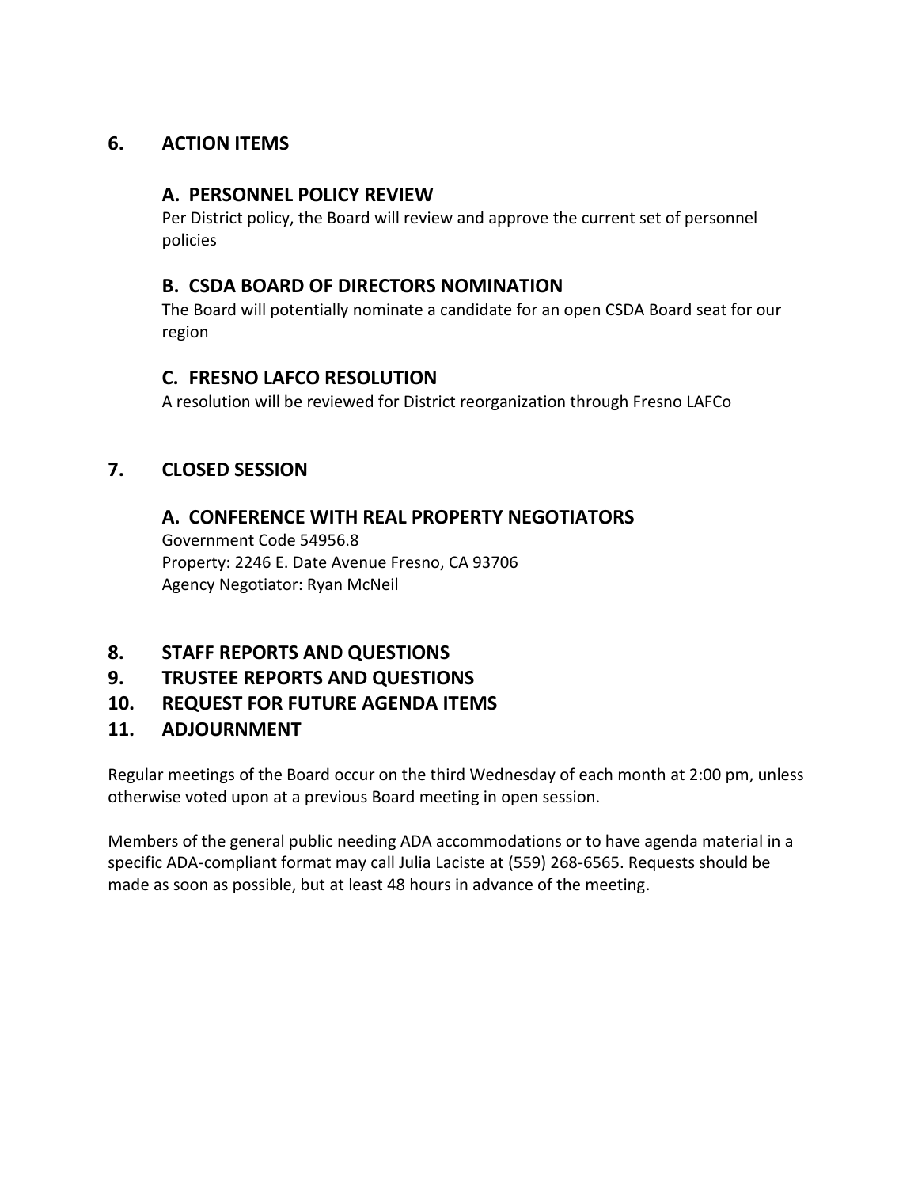## 6. ACTION ITEMS

### A. PERSONNEL POLICY REVIEW

Per District policy, the Board will review and approve the current set of personnel policies

### B. CSDA BOARD OF DIRECTORS NOMINATION

The Board will potentially nominate a candidate for an open CSDA Board seat for our region

### C. FRESNO LAFCO RESOLUTION

A resolution will be reviewed for District reorganization through Fresno LAFCo

## 7. CLOSED SESSION

### A. CONFERENCE WITH REAL PROPERTY NEGOTIATORS

Government Code 54956.8
Property: 2246 E. Date Avenue Fresno, CA 93706
Agency Negotiator: Ryan McNeil

## 8. STAFF REPORTS AND QUESTIONS

## 9. TRUSTEE REPORTS AND QUESTIONS

## 10. REQUEST FOR FUTURE AGENDA ITEMS

## 11. ADJOURNMENT

Regular meetings of the Board occur on the third Wednesday of each month at 2:00 pm, unless otherwise voted upon at a previous Board meeting in open session.

Members of the general public needing ADA accommodations or to have agenda material in a specific ADA-compliant format may call Julia Laciste at (559) 268-6565. Requests should be made as soon as possible, but at least 48 hours in advance of the meeting.